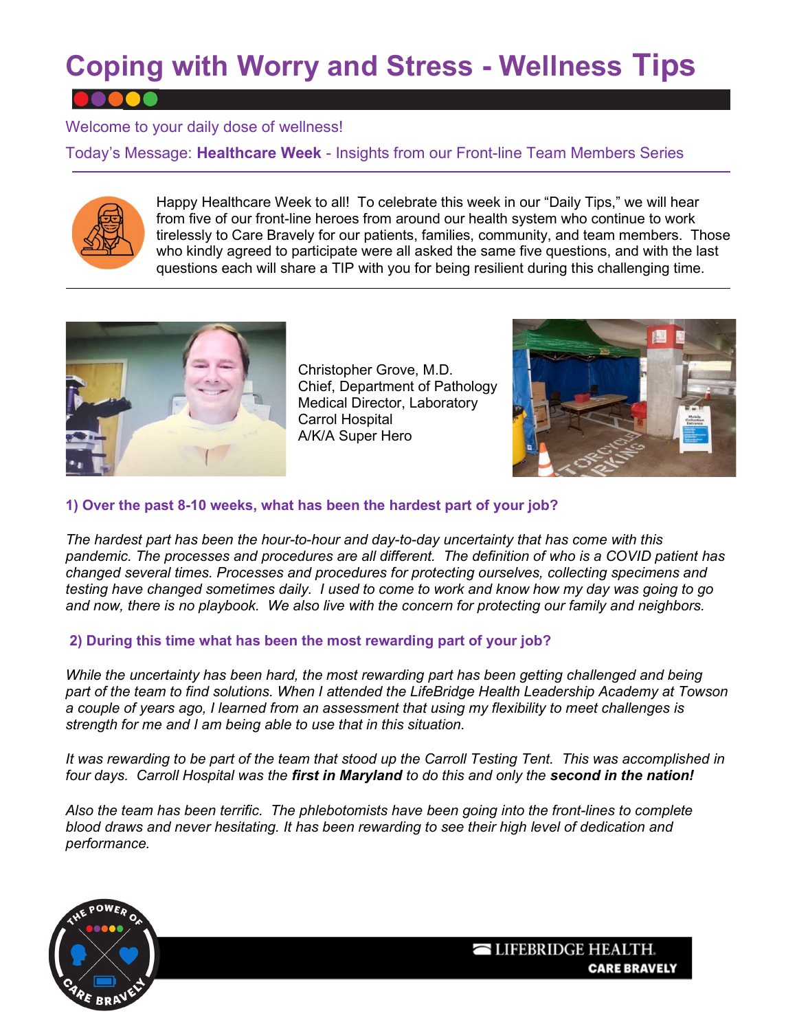# Coping with Worry and Stress - Wellness Tips

Welcome to your daily dose of wellness!

Today's Message: **Healthcare Week** - Insights from our Front-line Team Members Series

Happy Healthcare Week to all! To celebrate this week in our "Daily Tips," we will hear from five of our front-line heroes from around our health system who continue to work tirelessly to Care Bravely for our patients, families, community, and team members. Those who kindly agreed to participate were all asked the same five questions, and with the last questions each will share a TIP with you for being resilient during this challenging time.

Christopher Grove, M.D.
Chief, Department of Pathology
Medical Director, Laboratory
Carrol Hospital
A/K/A Super Hero

**1) Over the past 8-10 weeks, what has been the hardest part of your job?**

*The hardest part has been the hour-to-hour and day-to-day uncertainty that has come with this pandemic. The processes and procedures are all different. The definition of who is a COVID patient has changed several times. Processes and procedures for protecting ourselves, collecting specimens and testing have changed sometimes daily. I used to come to work and know how my day was going to go and now, there is no playbook. We also live with the concern for protecting our family and neighbors.*

**2) During this time what has been the most rewarding part of your job?**

*While the uncertainty has been hard, the most rewarding part has been getting challenged and being part of the team to find solutions. When I attended the LifeBridge Health Leadership Academy at Towson a couple of years ago, I learned from an assessment that using my flexibility to meet challenges is strength for me and I am being able to use that in this situation.*

*It was rewarding to be part of the team that stood up the Carroll Testing Tent. This was accomplished in four days. Carroll Hospital was the* ***first in Maryland*** *to do this and only the* ***second in the nation!***

*Also the team has been terrific. The phlebotomists have been going into the front-lines to complete blood draws and never hesitating. It has been rewarding to see their high level of dedication and performance.*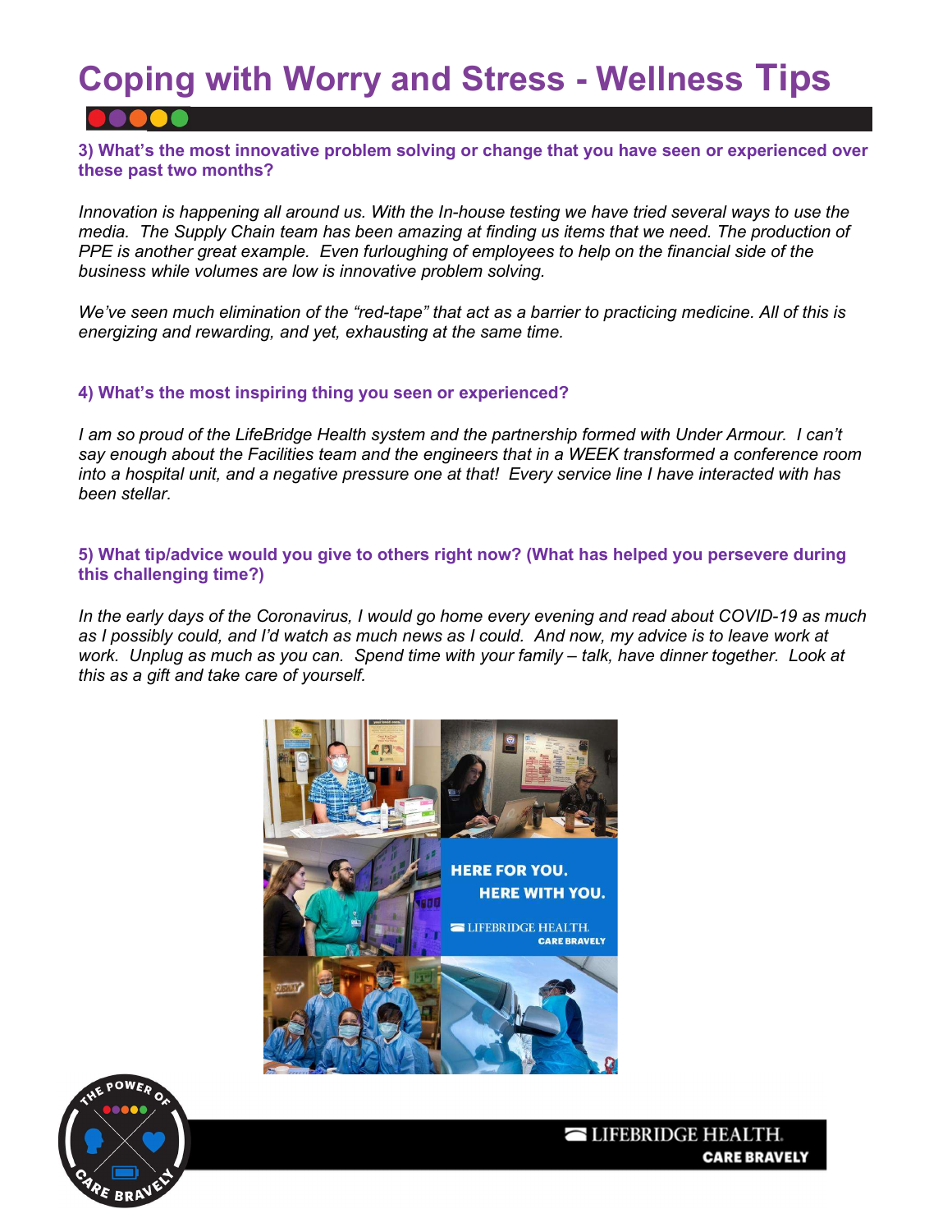# Coping with Worry and Stress - Wellness Tips

**3) What's the most innovative problem solving or change that you have seen or experienced over these past two months?**

*Innovation is happening all around us. With the In-house testing we have tried several ways to use the media. The Supply Chain team has been amazing at finding us items that we need. The production of PPE is another great example. Even furloughing of employees to help on the financial side of the business while volumes are low is innovative problem solving.*

*We've seen much elimination of the "red-tape" that act as a barrier to practicing medicine. All of this is energizing and rewarding, and yet, exhausting at the same time.*

**4) What's the most inspiring thing you seen or experienced?**

*I am so proud of the LifeBridge Health system and the partnership formed with Under Armour. I can't say enough about the Facilities team and the engineers that in a WEEK transformed a conference room into a hospital unit, and a negative pressure one at that! Every service line I have interacted with has been stellar.*

**5) What tip/advice would you give to others right now? (What has helped you persevere during this challenging time?)**

*In the early days of the Coronavirus, I would go home every evening and read about COVID-19 as much as I possibly could, and I'd watch as much news as I could. And now, my advice is to leave work at work. Unplug as much as you can. Spend time with your family – talk, have dinner together. Look at this as a gift and take care of yourself.*

HERE FOR YOU.
HERE WITH YOU.
LIFEBRIDGE HEALTH.
CARE BRAVELY